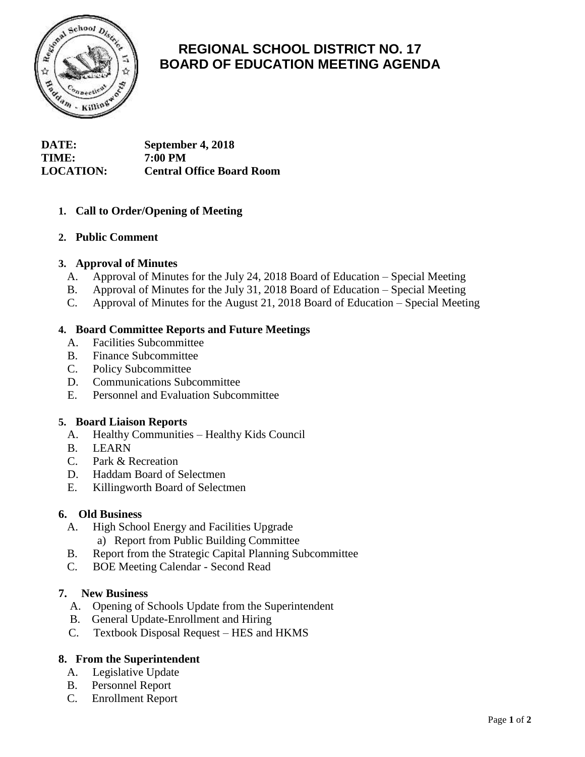# REGIONAL SCHOOL DISTRICT NO. 17
# BOARD OF EDUCATION MEETING AGENDA

**DATE:** September 4, 2018
**TIME:** 7:00 PM
**LOCATION:** Central Office Board Room

1. **Call to Order/Opening of Meeting**

2. **Public Comment**

3. **Approval of Minutes**
   - A. Approval of Minutes for the July 24, 2018 Board of Education – Special Meeting
   - B. Approval of Minutes for the July 31, 2018 Board of Education – Special Meeting
   - C. Approval of Minutes for the August 21, 2018 Board of Education – Special Meeting

4. **Board Committee Reports and Future Meetings**
   - A. Facilities Subcommittee
   - B. Finance Subcommittee
   - C. Policy Subcommittee
   - D. Communications Subcommittee
   - E. Personnel and Evaluation Subcommittee

5. **Board Liaison Reports**
   - A. Healthy Communities – Healthy Kids Council
   - B. LEARN
   - C. Park & Recreation
   - D. Haddam Board of Selectmen
   - E. Killingworth Board of Selectmen

6. **Old Business**
   - A. High School Energy and Facilities Upgrade
     - a) Report from Public Building Committee
   - B. Report from the Strategic Capital Planning Subcommittee
   - C. BOE Meeting Calendar - Second Read

7. **New Business**
   - A. Opening of Schools Update from the Superintendent
   - B. General Update-Enrollment and Hiring
   - C. Textbook Disposal Request – HES and HKMS

8. **From the Superintendent**
   - A. Legislative Update
   - B. Personnel Report
   - C. Enrollment Report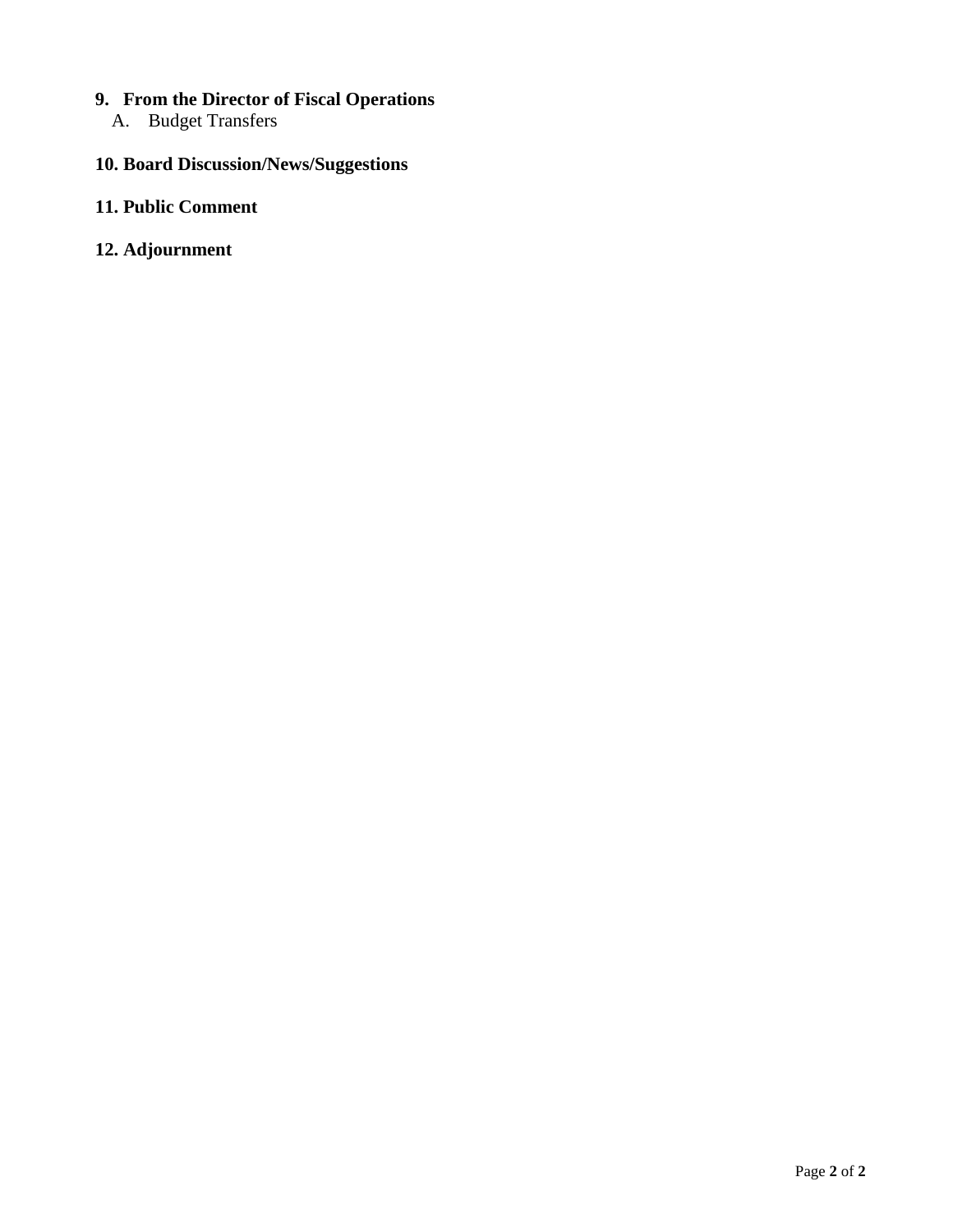**9. From the Director of Fiscal Operations**

A. Budget Transfers

**10. Board Discussion/News/Suggestions**

**11. Public Comment**

**12. Adjournment**